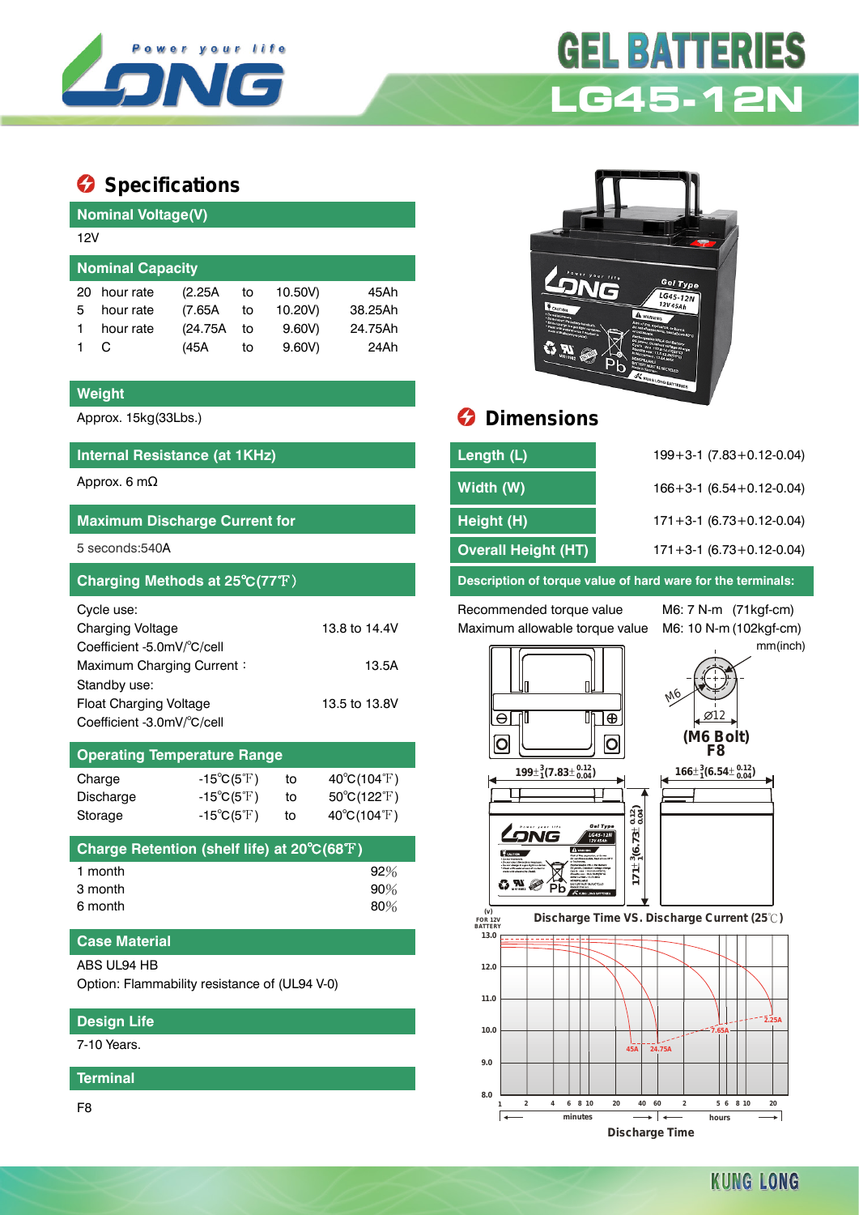# GEL BATTERIES

## LG45-12N

## Specifications

### Nominal Voltage(V)

12V

### Nominal Capacity

| | | | | | |
|---|---|---|---|---|---|
| 20 | hour rate | (2.25A | to | 10.50V) | 45Ah |
| 5 | hour rate | (7.65A | to | 10.20V) | 38.25Ah |
| 1 | hour rate | (24.75A | to | 9.60V) | 24.75Ah |
| 1 | C | (45A | to | 9.60V) | 24Ah |

### Weight

Approx. 15kg(33Lbs.)

### Internal Resistance (at 1KHz)

Approx. 6 mΩ

### Maximum Discharge Current for

5 seconds:540A

### Charging Methods at 25℃(77℉)

Cycle use:

| | |
|---|---|
| Charging Voltage | 13.8 to 14.4V |
| Coefficient -5.0mV/℃/cell | |
| Maximum Charging Current： | 13.5A |

Standby use:

| | |
|---|---|
| Float Charging Voltage | 13.5 to 13.8V |
| Coefficient -3.0mV/℃/cell | |

### Operating Temperature Range

| | | | |
|---|---|---|---|
| Charge | -15℃(5℉) | to | 40℃(104℉) |
| Discharge | -15℃(5℉) | to | 50℃(122℉) |
| Storage | -15℃(5℉) | to | 40℃(104℉) |

### Charge Retention (shelf life) at 20℃(68℉)

| | |
|---|---|
| 1 month | 92% |
| 3 month | 90% |
| 6 month | 80% |

### Case Material

ABS UL94 HB

Option: Flammability resistance of (UL94 V-0)

### Design Life

7-10 Years.

### Terminal

F8

## Dimensions

| | |
|---|---|
| Length (L) | 199+3-1 (7.83+0.12-0.04) |
| Width (W) | 166+3-1 (6.54+0.12-0.04) |
| Height (H) | 171+3-1 (6.73+0.12-0.04) |
| Overall Height (HT) | 171+3-1 (6.73+0.12-0.04) |

### Description of torque value of hard ware for the terminals:

| | |
|---|---|
| Recommended torque value | M6: 7 N-m (71kgf-cm) |
| Maximum allowable torque value | M6: 10 N-m (102kgf-cm) |

mm(inch)

(M6 Bolt) F8

Discharge Time VS. Discharge Current (25℃)

KUNG LONG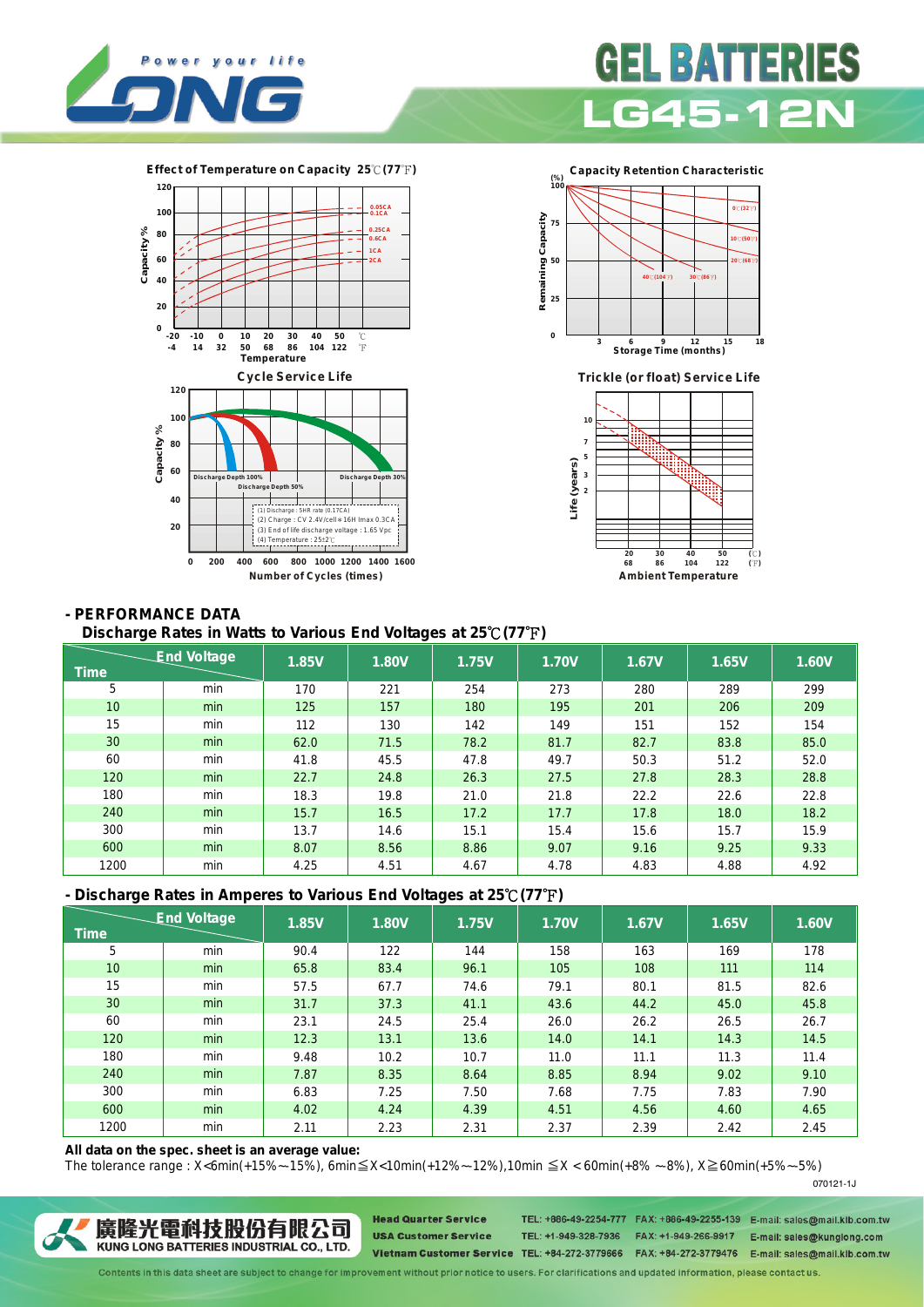Power your life

LONG

# GEL BATTERIES

## LG45-12N

Effect of Temperature on Capacity 25℃(77℉)

Capacity %

120
100
80
60
40
20
0

0.05CA
0.1CA
0.25CA
0.6CA
1CA
2CA

-20 -10 0 10 20 30 40 50 ℃
-4 14 32 50 68 86 104 122 ℉

Temperature

Capacity Retention Characteristic

(%)
100
75
50
25
0

Remaining Capacity

0℃(32℉)
10℃(50℉)
20℃(68℉)
40℃(104℉)
30℃(86℉)

3 6 9 12 15 18

Storage Time (months)

Cycle Service Life

Capacity %

120
100
80
60
40
20

Discharge Depth 100%
Discharge Depth 50%
Discharge Depth 30%

(1) Discharge : 5HR rate (0.17CA)
(2) Charge : CV 2.4V/cell∗16H Imax 0.3CA
(3) End of life discharge voltage : 1.65 Vpc
(4) Temperature : 25±2℃

0 200 400 600 800 1000 1200 1400 1600

Number of Cycles (times)

Trickle (or float) Service Life

Life (years)

10
7
5
3
2

20 30 40 50 (℃)
68 86 104 122 (℉)

Ambient Temperature

## - PERFORMANCE DATA

### Discharge Rates in Watts to Various End Voltages at 25℃(77℉)

| Time | | 1.85V | 1.80V | 1.75V | 1.70V | 1.67V | 1.65V | 1.60V |
|---|---|---|---|---|---|---|---|---|
| 5 | min | 170 | 221 | 254 | 273 | 280 | 289 | 299 |
| 10 | min | 125 | 157 | 180 | 195 | 201 | 206 | 209 |
| 15 | min | 112 | 130 | 142 | 149 | 151 | 152 | 154 |
| 30 | min | 62.0 | 71.5 | 78.2 | 81.7 | 82.7 | 83.8 | 85.0 |
| 60 | min | 41.8 | 45.5 | 47.8 | 49.7 | 50.3 | 51.2 | 52.0 |
| 120 | min | 22.7 | 24.8 | 26.3 | 27.5 | 27.8 | 28.3 | 28.8 |
| 180 | min | 18.3 | 19.8 | 21.0 | 21.8 | 22.2 | 22.6 | 22.8 |
| 240 | min | 15.7 | 16.5 | 17.2 | 17.7 | 17.8 | 18.0 | 18.2 |
| 300 | min | 13.7 | 14.6 | 15.1 | 15.4 | 15.6 | 15.7 | 15.9 |
| 600 | min | 8.07 | 8.56 | 8.86 | 9.07 | 9.16 | 9.25 | 9.33 |
| 1200 | min | 4.25 | 4.51 | 4.67 | 4.78 | 4.83 | 4.88 | 4.92 |

### - Discharge Rates in Amperes to Various End Voltages at 25℃(77℉)

| Time | | 1.85V | 1.80V | 1.75V | 1.70V | 1.67V | 1.65V | 1.60V |
|---|---|---|---|---|---|---|---|---|
| 5 | min | 90.4 | 122 | 144 | 158 | 163 | 169 | 178 |
| 10 | min | 65.8 | 83.4 | 96.1 | 105 | 108 | 111 | 114 |
| 15 | min | 57.5 | 67.7 | 74.6 | 79.1 | 80.1 | 81.5 | 82.6 |
| 30 | min | 31.7 | 37.3 | 41.1 | 43.6 | 44.2 | 45.0 | 45.8 |
| 60 | min | 23.1 | 24.5 | 25.4 | 26.0 | 26.2 | 26.5 | 26.7 |
| 120 | min | 12.3 | 13.1 | 13.6 | 14.0 | 14.1 | 14.3 | 14.5 |
| 180 | min | 9.48 | 10.2 | 10.7 | 11.0 | 11.1 | 11.3 | 11.4 |
| 240 | min | 7.87 | 8.35 | 8.64 | 8.85 | 8.94 | 9.02 | 9.10 |
| 300 | min | 6.83 | 7.25 | 7.50 | 7.68 | 7.75 | 7.83 | 7.90 |
| 600 | min | 4.02 | 4.24 | 4.39 | 4.51 | 4.56 | 4.60 | 4.65 |
| 1200 | min | 2.11 | 2.23 | 2.31 | 2.37 | 2.39 | 2.42 | 2.45 |

**All data on the spec. sheet is an average value:**

The tolerance range : X<6min(+15%~15%), 6min≦X<10min(+12%~12%),10min ≦X <60min(+8% ~8%), X≧60min(+5%~5%)

070121-1J

廣隆光電科技股份有限公司
KUNG LONG BATTERIES INDUSTRIAL CO., LTD.

| | | | |
|---|---|---|---|
| Head Quarter Service | TEL: +886-49-2254-777 | FAX: +886-49-2255-139 | E-mail: sales@mail.klb.com.tw |
| USA Customer Service | TEL: +1-949-328-7936 | FAX: +1-949-266-8917 | E-mail: sales@kunglong.com |
| Vietnam Customer Service | TEL: +84-272-3779666 | FAX: +84-272-3779476 | E-mail: sales@mail.klb.com.tw |

Contents in this data sheet are subject to change for improvement without prior notice to users. For clarifications and updated information, please contact us.